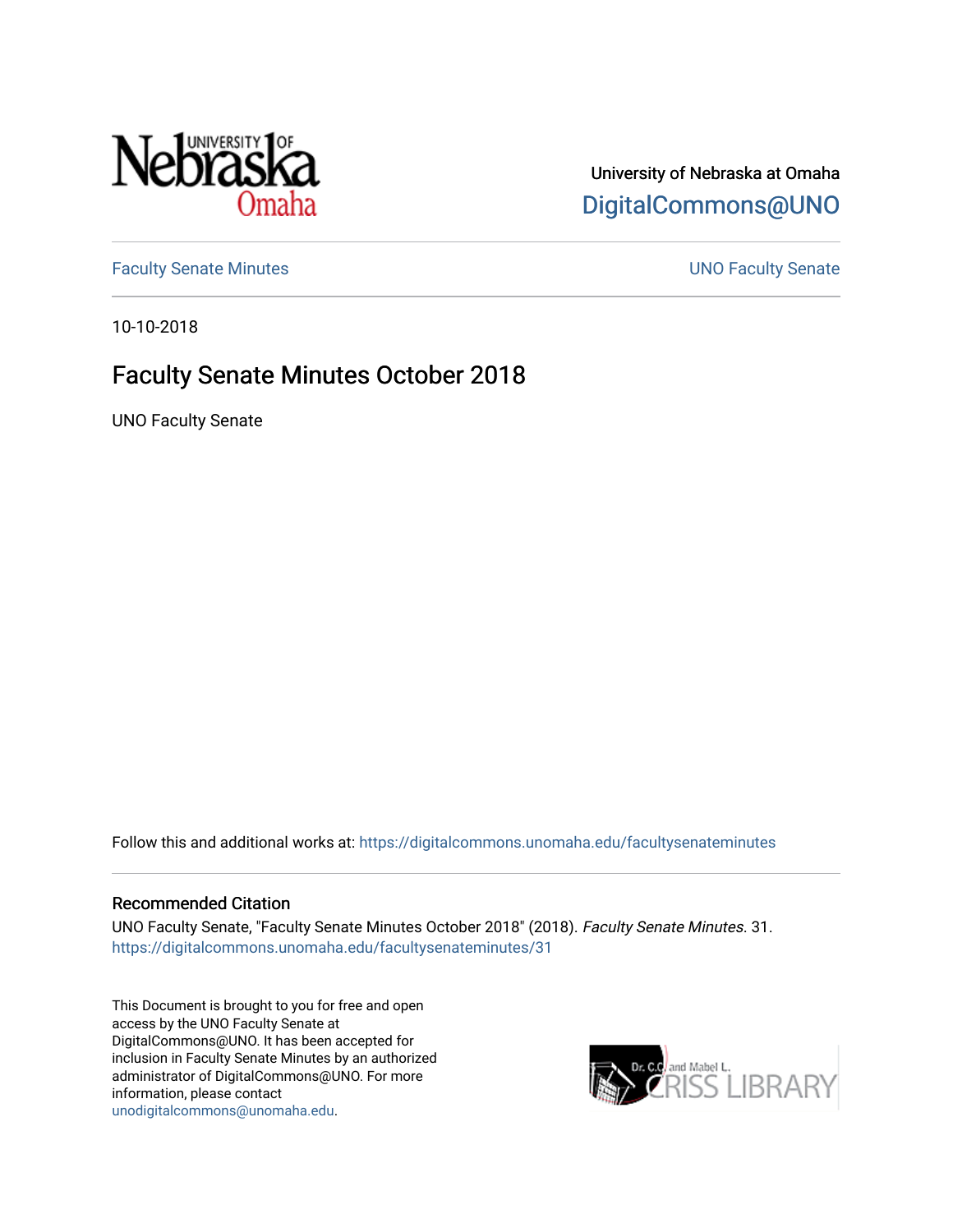University of Nebraska at Omaha

DigitalCommons@UNO

Faculty Senate Minutes

UNO Faculty Senate

10-10-2018

# Faculty Senate Minutes October 2018

UNO Faculty Senate

Follow this and additional works at: https://digitalcommons.unomaha.edu/facultysenateminutes

## Recommended Citation

UNO Faculty Senate, "Faculty Senate Minutes October 2018" (2018). *Faculty Senate Minutes*. 31.
https://digitalcommons.unomaha.edu/facultysenateminutes/31

This Document is brought to you for free and open access by the UNO Faculty Senate at DigitalCommons@UNO. It has been accepted for inclusion in Faculty Senate Minutes by an authorized administrator of DigitalCommons@UNO. For more information, please contact unodigitalcommons@unomaha.edu.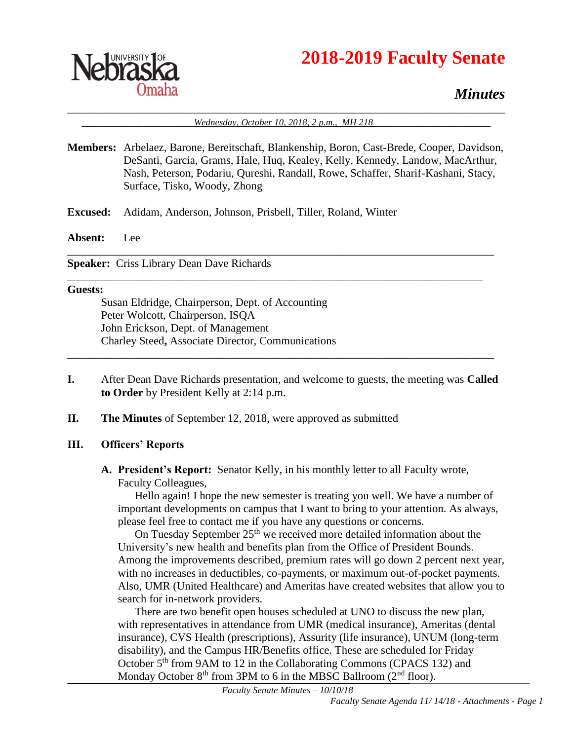# 2018-2019 Faculty Senate

## *Minutes*

*Wednesday, October 10, 2018, 2 p.m., MH 218*

**Members:** Arbelaez, Barone, Bereitschaft, Blankenship, Boron, Cast-Brede, Cooper, Davidson, DeSanti, Garcia, Grams, Hale, Huq, Kealey, Kelly, Kennedy, Landow, MacArthur, Nash, Peterson, Podariu, Qureshi, Randall, Rowe, Schaffer, Sharif-Kashani, Stacy, Surface, Tisko, Woody, Zhong

**Excused:** Adidam, Anderson, Johnson, Prisbell, Tiller, Roland, Winter

**Absent:** Lee

---

**Speaker:** Criss Library Dean Dave Richards

---

**Guests:**

Susan Eldridge, Chairperson, Dept. of Accounting
Peter Wolcott, Chairperson, ISQA
John Erickson, Dept. of Management
Charley Steed**,** Associate Director, Communications

---

**I.** After Dean Dave Richards presentation, and welcome to guests, the meeting was **Called to Order** by President Kelly at 2:14 p.m.

**II. The Minutes** of September 12, 2018, were approved as submitted

**III. Officers' Reports**

**A. President's Report:** Senator Kelly, in his monthly letter to all Faculty wrote,
Faculty Colleagues,

Hello again! I hope the new semester is treating you well. We have a number of important developments on campus that I want to bring to your attention. As always, please feel free to contact me if you have any questions or concerns.

On Tuesday September 25th we received more detailed information about the University's new health and benefits plan from the Office of President Bounds. Among the improvements described, premium rates will go down 2 percent next year, with no increases in deductibles, co-payments, or maximum out-of-pocket payments. Also, UMR (United Healthcare) and Ameritas have created websites that allow you to search for in-network providers.

There are two benefit open houses scheduled at UNO to discuss the new plan, with representatives in attendance from UMR (medical insurance), Ameritas (dental insurance), CVS Health (prescriptions), Assurity (life insurance), UNUM (long-term disability), and the Campus HR/Benefits office. These are scheduled for Friday October 5th from 9AM to 12 in the Collaborating Commons (CPACS 132) and Monday October 8th from 3PM to 6 in the MBSC Ballroom (2nd floor).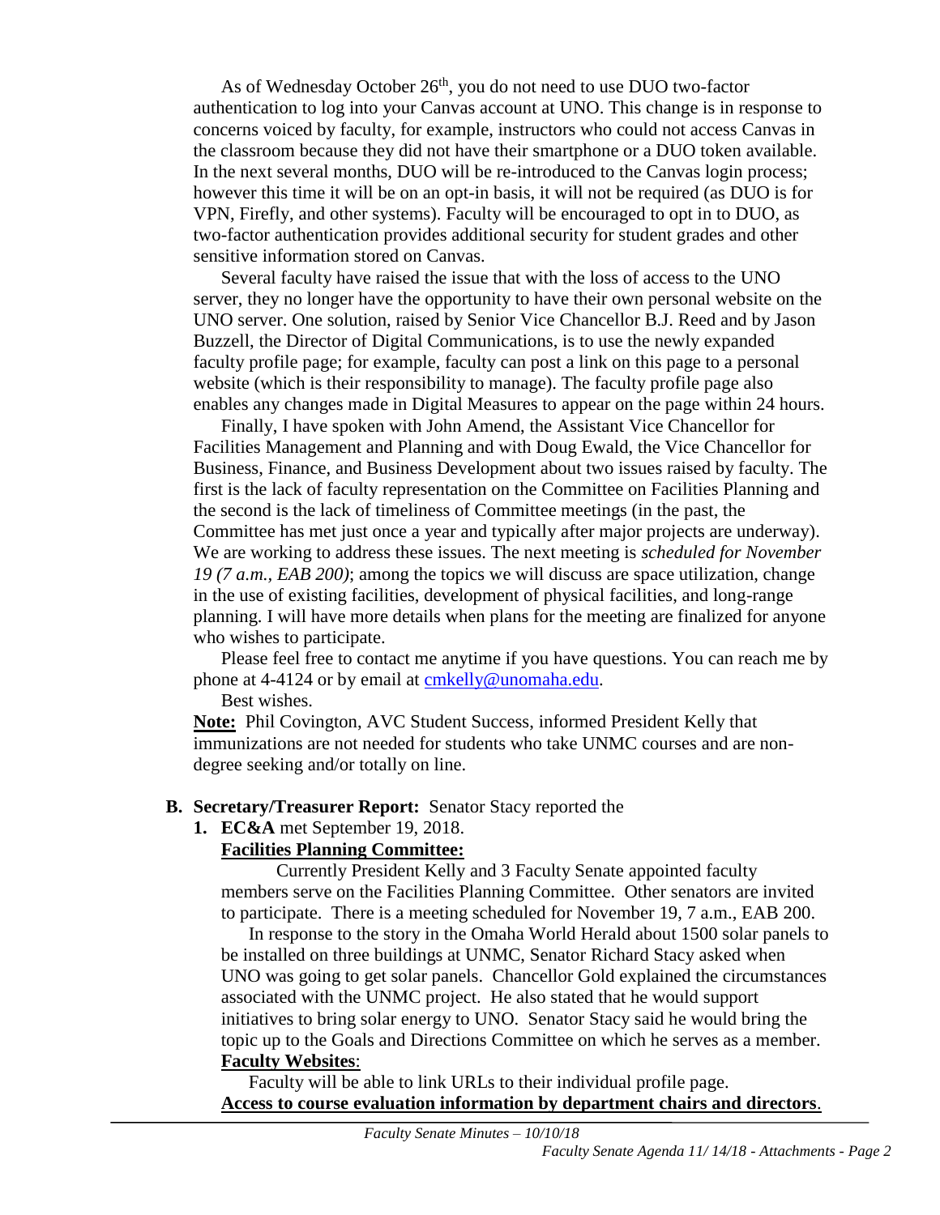As of Wednesday October 26th, you do not need to use DUO two-factor authentication to log into your Canvas account at UNO. This change is in response to concerns voiced by faculty, for example, instructors who could not access Canvas in the classroom because they did not have their smartphone or a DUO token available. In the next several months, DUO will be re-introduced to the Canvas login process; however this time it will be on an opt-in basis, it will not be required (as DUO is for VPN, Firefly, and other systems). Faculty will be encouraged to opt in to DUO, as two-factor authentication provides additional security for student grades and other sensitive information stored on Canvas.

Several faculty have raised the issue that with the loss of access to the UNO server, they no longer have the opportunity to have their own personal website on the UNO server. One solution, raised by Senior Vice Chancellor B.J. Reed and by Jason Buzzell, the Director of Digital Communications, is to use the newly expanded faculty profile page; for example, faculty can post a link on this page to a personal website (which is their responsibility to manage). The faculty profile page also enables any changes made in Digital Measures to appear on the page within 24 hours.

Finally, I have spoken with John Amend, the Assistant Vice Chancellor for Facilities Management and Planning and with Doug Ewald, the Vice Chancellor for Business, Finance, and Business Development about two issues raised by faculty. The first is the lack of faculty representation on the Committee on Facilities Planning and the second is the lack of timeliness of Committee meetings (in the past, the Committee has met just once a year and typically after major projects are underway). We are working to address these issues. The next meeting is *scheduled for November 19 (7 a.m., EAB 200)*; among the topics we will discuss are space utilization, change in the use of existing facilities, development of physical facilities, and long-range planning. I will have more details when plans for the meeting are finalized for anyone who wishes to participate.

Please feel free to contact me anytime if you have questions. You can reach me by phone at 4-4124 or by email at cmkelly@unomaha.edu.

Best wishes.

**Note:** Phil Covington, AVC Student Success, informed President Kelly that immunizations are not needed for students who take UNMC courses and are non-degree seeking and/or totally on line.

**B. Secretary/Treasurer Report:** Senator Stacy reported the

**1. EC&A** met September 19, 2018.

**Facilities Planning Committee:**

Currently President Kelly and 3 Faculty Senate appointed faculty members serve on the Facilities Planning Committee. Other senators are invited to participate. There is a meeting scheduled for November 19, 7 a.m., EAB 200.

In response to the story in the Omaha World Herald about 1500 solar panels to be installed on three buildings at UNMC, Senator Richard Stacy asked when UNO was going to get solar panels. Chancellor Gold explained the circumstances associated with the UNMC project. He also stated that he would support initiatives to bring solar energy to UNO. Senator Stacy said he would bring the topic up to the Goals and Directions Committee on which he serves as a member.

**Faculty Websites**:

Faculty will be able to link URLs to their individual profile page.

**Access to course evaluation information by department chairs and directors**.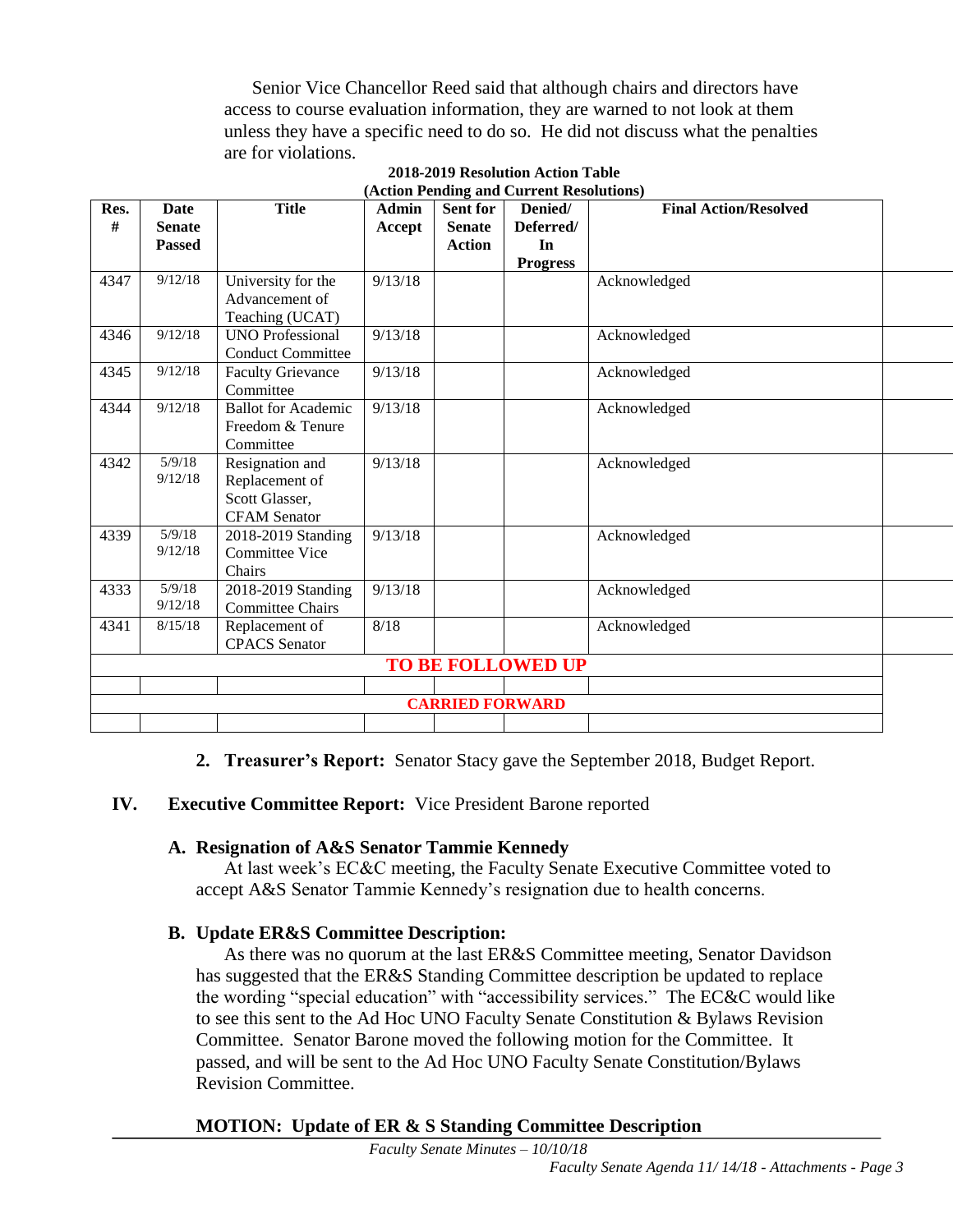Senior Vice Chancellor Reed said that although chairs and directors have access to course evaluation information, they are warned to not look at them unless they have a specific need to do so. He did not discuss what the penalties are for violations.

**2018-2019 Resolution Action Table**
**(Action Pending and Current Resolutions)**

| Res. # | Date Senate Passed | Title | Admin Accept | Sent for Senate Action | Denied/ Deferred/ In Progress | Final Action/Resolved |
|---|---|---|---|---|---|---|
| 4347 | 9/12/18 | University for the Advancement of Teaching (UCAT) | 9/13/18 | | | Acknowledged |
| 4346 | 9/12/18 | UNO Professional Conduct Committee | 9/13/18 | | | Acknowledged |
| 4345 | 9/12/18 | Faculty Grievance Committee | 9/13/18 | | | Acknowledged |
| 4344 | 9/12/18 | Ballot for Academic Freedom & Tenure Committee | 9/13/18 | | | Acknowledged |
| 4342 | 5/9/18 9/12/18 | Resignation and Replacement of Scott Glasser, CFAM Senator | 9/13/18 | | | Acknowledged |
| 4339 | 5/9/18 9/12/18 | 2018-2019 Standing Committee Vice Chairs | 9/13/18 | | | Acknowledged |
| 4333 | 5/9/18 9/12/18 | 2018-2019 Standing Committee Chairs | 9/13/18 | | | Acknowledged |
| 4341 | 8/15/18 | Replacement of CPACS Senator | 8/18 | | | Acknowledged |
| **TO BE FOLLOWED UP** | | | | | | |
| | | | | | | |
| **CARRIED FORWARD** | | | | | | |
| | | | | | | |

2. **Treasurer's Report:** Senator Stacy gave the September 2018, Budget Report.

## IV. Executive Committee Report: Vice President Barone reported

### A. Resignation of A&S Senator Tammie Kennedy

At last week's EC&C meeting, the Faculty Senate Executive Committee voted to accept A&S Senator Tammie Kennedy's resignation due to health concerns.

### B. Update ER&S Committee Description:

As there was no quorum at the last ER&S Committee meeting, Senator Davidson has suggested that the ER&S Standing Committee description be updated to replace the wording "special education" with "accessibility services." The EC&C would like to see this sent to the Ad Hoc UNO Faculty Senate Constitution & Bylaws Revision Committee. Senator Barone moved the following motion for the Committee. It passed, and will be sent to the Ad Hoc UNO Faculty Senate Constitution/Bylaws Revision Committee.

**MOTION: Update of ER & S Standing Committee Description**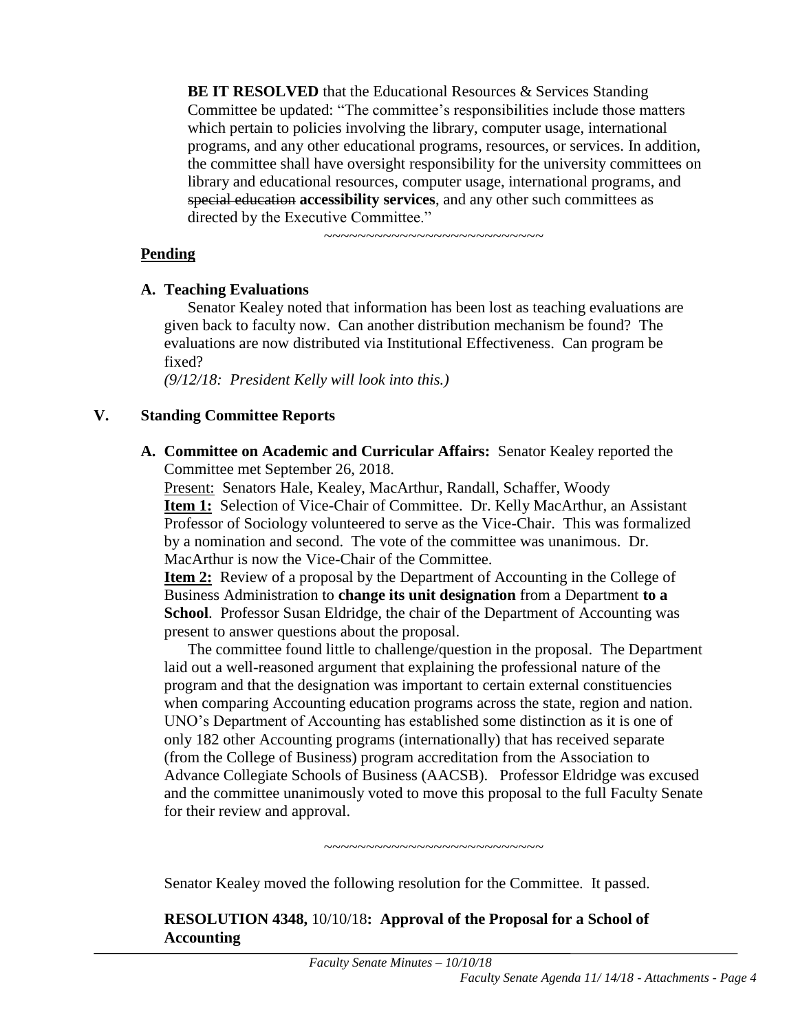**BE IT RESOLVED** that the Educational Resources & Services Standing Committee be updated: "The committee's responsibilities include those matters which pertain to policies involving the library, computer usage, international programs, and any other educational programs, resources, or services. In addition, the committee shall have oversight responsibility for the university committees on library and educational resources, computer usage, international programs, and ~~special education~~ **accessibility services**, and any other such committees as directed by the Executive Committee."

~~~~~~~~~~~~~~~~~~~~~~~~~~~

**Pending**

**A. Teaching Evaluations**

Senator Kealey noted that information has been lost as teaching evaluations are given back to faculty now. Can another distribution mechanism be found? The evaluations are now distributed via Institutional Effectiveness. Can program be fixed?

*(9/12/18: President Kelly will look into this.)*

## V. Standing Committee Reports

**A. Committee on Academic and Curricular Affairs:** Senator Kealey reported the Committee met September 26, 2018.

Present: Senators Hale, Kealey, MacArthur, Randall, Schaffer, Woody

**Item 1:** Selection of Vice-Chair of Committee. Dr. Kelly MacArthur, an Assistant Professor of Sociology volunteered to serve as the Vice-Chair. This was formalized by a nomination and second. The vote of the committee was unanimous. Dr. MacArthur is now the Vice-Chair of the Committee.

**Item 2:** Review of a proposal by the Department of Accounting in the College of Business Administration to **change its unit designation** from a Department **to a School**. Professor Susan Eldridge, the chair of the Department of Accounting was present to answer questions about the proposal.

The committee found little to challenge/question in the proposal. The Department laid out a well-reasoned argument that explaining the professional nature of the program and that the designation was important to certain external constituencies when comparing Accounting education programs across the state, region and nation. UNO's Department of Accounting has established some distinction as it is one of only 182 other Accounting programs (internationally) that has received separate (from the College of Business) program accreditation from the Association to Advance Collegiate Schools of Business (AACSB). Professor Eldridge was excused and the committee unanimously voted to move this proposal to the full Faculty Senate for their review and approval.

~~~~~~~~~~~~~~~~~~~~~~~~~~~

Senator Kealey moved the following resolution for the Committee. It passed.

**RESOLUTION 4348,** 10/10/18**: Approval of the Proposal for a School of Accounting**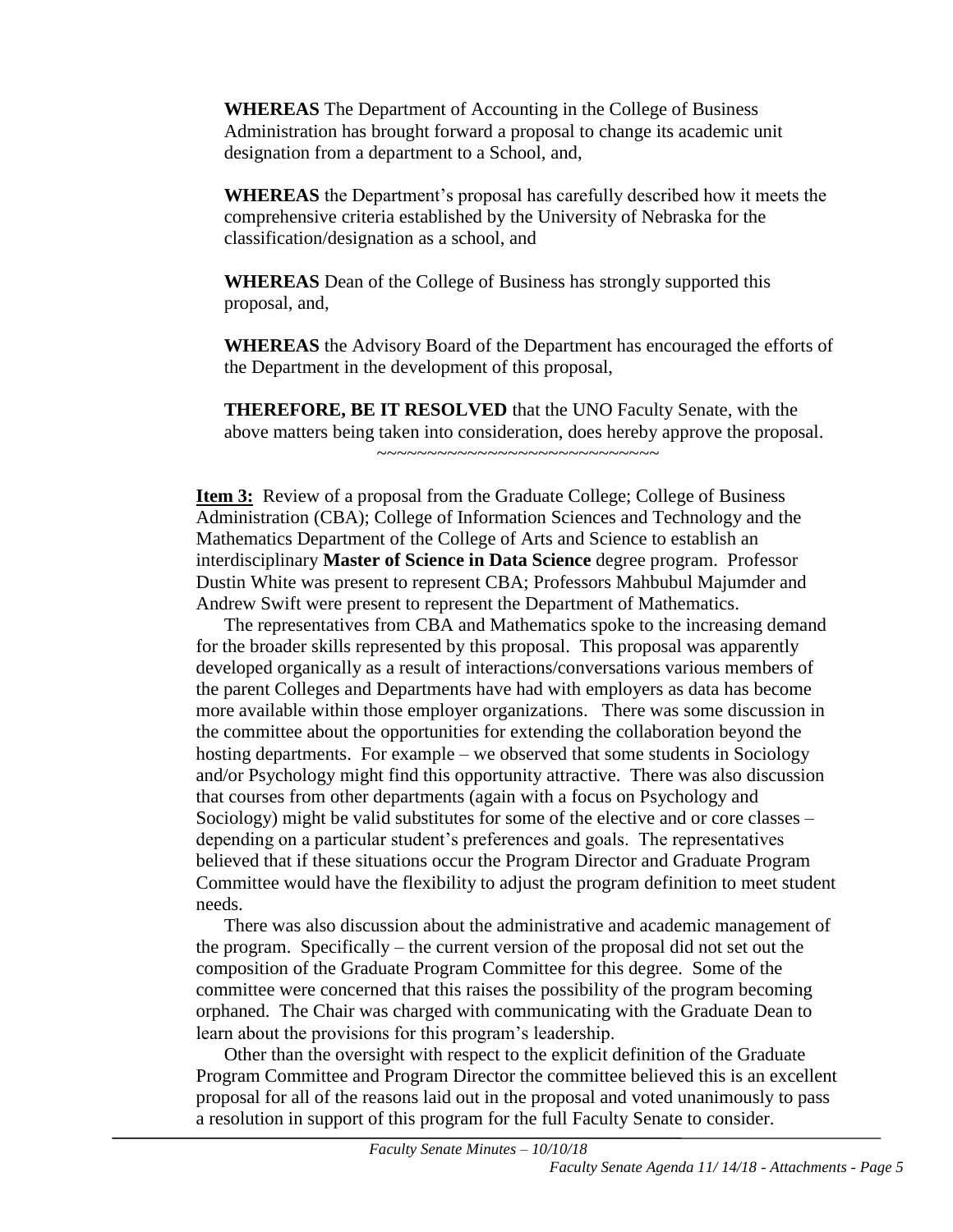**WHEREAS** The Department of Accounting in the College of Business Administration has brought forward a proposal to change its academic unit designation from a department to a School, and,

**WHEREAS** the Department's proposal has carefully described how it meets the comprehensive criteria established by the University of Nebraska for the classification/designation as a school, and

**WHEREAS** Dean of the College of Business has strongly supported this proposal, and,

**WHEREAS** the Advisory Board of the Department has encouraged the efforts of the Department in the development of this proposal,

**THEREFORE, BE IT RESOLVED** that the UNO Faculty Senate, with the above matters being taken into consideration, does hereby approve the proposal.

~~~~~~~~~~~~~~~~~~~~~~~~~~~~~

**Item 3:** Review of a proposal from the Graduate College; College of Business Administration (CBA); College of Information Sciences and Technology and the Mathematics Department of the College of Arts and Science to establish an interdisciplinary **Master of Science in Data Science** degree program. Professor Dustin White was present to represent CBA; Professors Mahbubul Majumder and Andrew Swift were present to represent the Department of Mathematics.

The representatives from CBA and Mathematics spoke to the increasing demand for the broader skills represented by this proposal. This proposal was apparently developed organically as a result of interactions/conversations various members of the parent Colleges and Departments have had with employers as data has become more available within those employer organizations. There was some discussion in the committee about the opportunities for extending the collaboration beyond the hosting departments. For example – we observed that some students in Sociology and/or Psychology might find this opportunity attractive. There was also discussion that courses from other departments (again with a focus on Psychology and Sociology) might be valid substitutes for some of the elective and or core classes – depending on a particular student's preferences and goals. The representatives believed that if these situations occur the Program Director and Graduate Program Committee would have the flexibility to adjust the program definition to meet student needs.

There was also discussion about the administrative and academic management of the program. Specifically – the current version of the proposal did not set out the composition of the Graduate Program Committee for this degree. Some of the committee were concerned that this raises the possibility of the program becoming orphaned. The Chair was charged with communicating with the Graduate Dean to learn about the provisions for this program's leadership.

Other than the oversight with respect to the explicit definition of the Graduate Program Committee and Program Director the committee believed this is an excellent proposal for all of the reasons laid out in the proposal and voted unanimously to pass a resolution in support of this program for the full Faculty Senate to consider.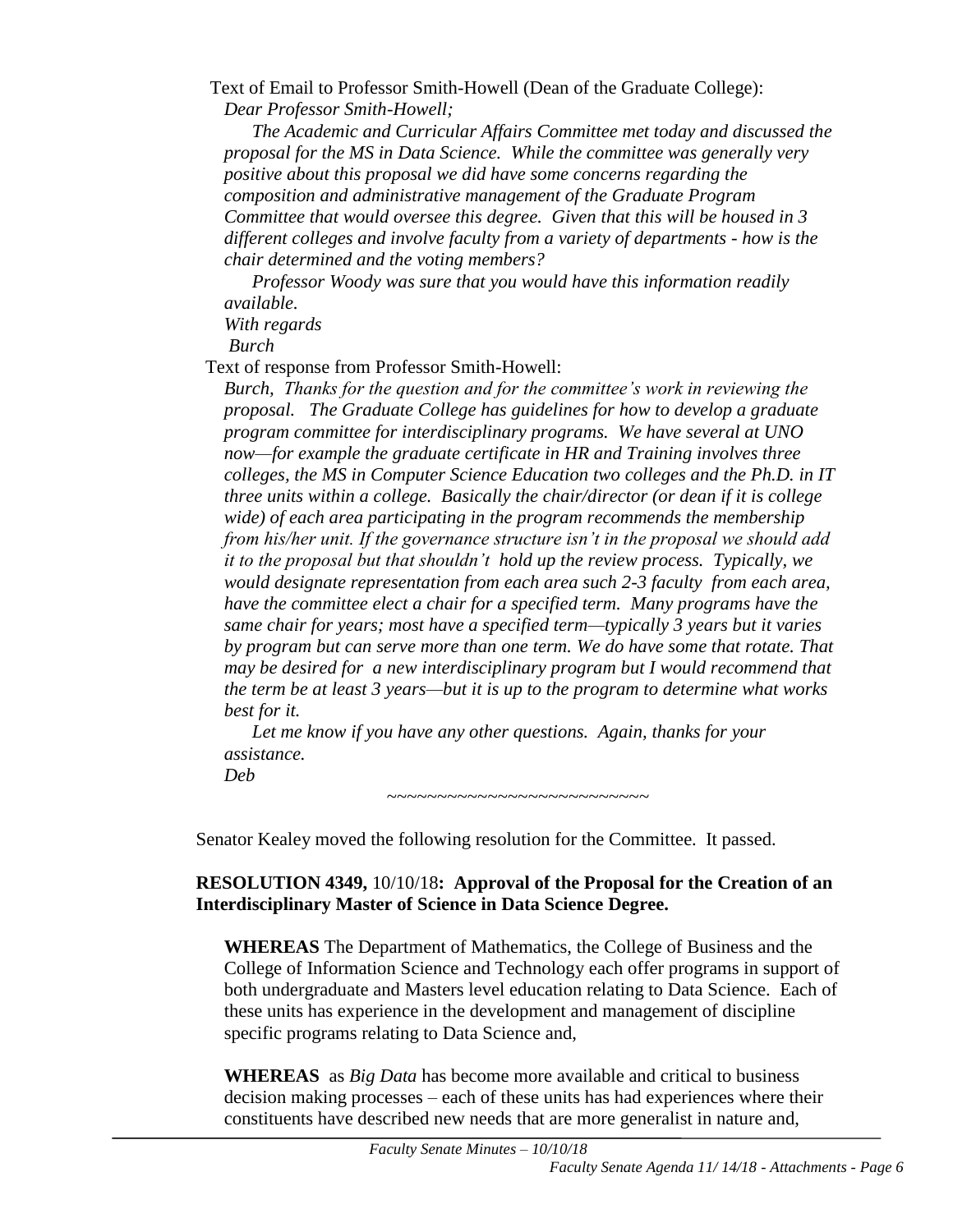Text of Email to Professor Smith-Howell (Dean of the Graduate College):

*Dear Professor Smith-Howell;*

*The Academic and Curricular Affairs Committee met today and discussed the proposal for the MS in Data Science. While the committee was generally very positive about this proposal we did have some concerns regarding the composition and administrative management of the Graduate Program Committee that would oversee this degree. Given that this will be housed in 3 different colleges and involve faculty from a variety of departments - how is the chair determined and the voting members?*

*Professor Woody was sure that you would have this information readily available.*

*With regards*

*Burch*

Text of response from Professor Smith-Howell:

*Burch, Thanks for the question and for the committee's work in reviewing the proposal. The Graduate College has guidelines for how to develop a graduate program committee for interdisciplinary programs. We have several at UNO now—for example the graduate certificate in HR and Training involves three colleges, the MS in Computer Science Education two colleges and the Ph.D. in IT three units within a college. Basically the chair/director (or dean if it is college wide) of each area participating in the program recommends the membership from his/her unit. If the governance structure isn't in the proposal we should add it to the proposal but that shouldn't hold up the review process. Typically, we would designate representation from each area such 2-3 faculty from each area, have the committee elect a chair for a specified term. Many programs have the same chair for years; most have a specified term—typically 3 years but it varies by program but can serve more than one term. We do have some that rotate. That may be desired for a new interdisciplinary program but I would recommend that the term be at least 3 years—but it is up to the program to determine what works best for it.*

*Let me know if you have any other questions. Again, thanks for your assistance.*

*Deb*

~~~~~~~~~~~~~~~~~~~~~~~~~~

Senator Kealey moved the following resolution for the Committee. It passed.

**RESOLUTION 4349,** 10/10/18**: Approval of the Proposal for the Creation of an Interdisciplinary Master of Science in Data Science Degree.**

**WHEREAS** The Department of Mathematics, the College of Business and the College of Information Science and Technology each offer programs in support of both undergraduate and Masters level education relating to Data Science. Each of these units has experience in the development and management of discipline specific programs relating to Data Science and,

**WHEREAS** as *Big Data* has become more available and critical to business decision making processes – each of these units has had experiences where their constituents have described new needs that are more generalist in nature and,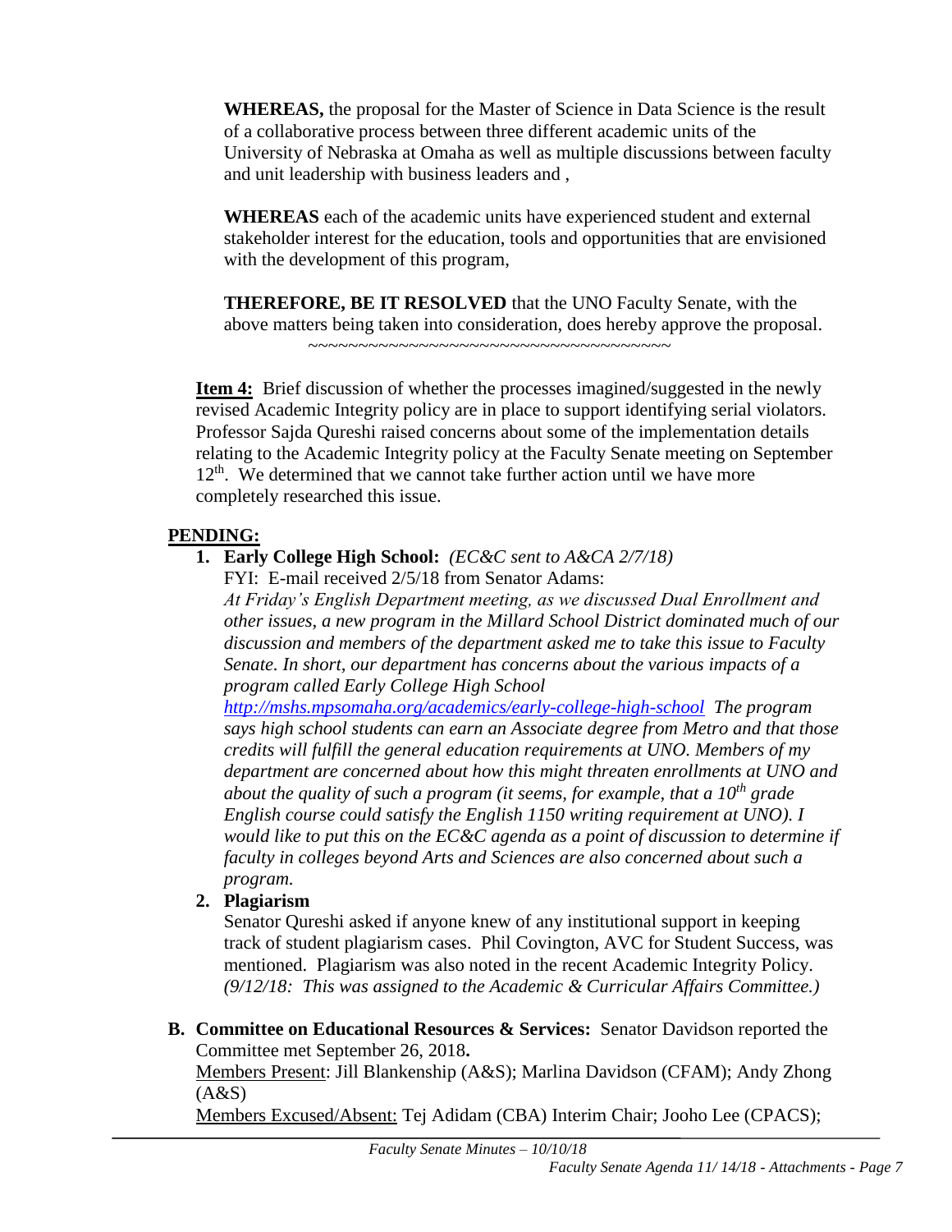**WHEREAS,** the proposal for the Master of Science in Data Science is the result of a collaborative process between three different academic units of the University of Nebraska at Omaha as well as multiple discussions between faculty and unit leadership with business leaders and ,

**WHEREAS** each of the academic units have experienced student and external stakeholder interest for the education, tools and opportunities that are envisioned with the development of this program,

**THEREFORE, BE IT RESOLVED** that the UNO Faculty Senate, with the above matters being taken into consideration, does hereby approve the proposal.

~~~~~~~~~~~~~~~~~~~~~~~~~~~~~~~~~~~~~~~~

**Item 4:** Brief discussion of whether the processes imagined/suggested in the newly revised Academic Integrity policy are in place to support identifying serial violators. Professor Sajda Qureshi raised concerns about some of the implementation details relating to the Academic Integrity policy at the Faculty Senate meeting on September 12th. We determined that we cannot take further action until we have more completely researched this issue.

**PENDING:**

1. **Early College High School:** *(EC&C sent to A&CA 2/7/18)*
   FYI: E-mail received 2/5/18 from Senator Adams:
   *At Friday's English Department meeting, as we discussed Dual Enrollment and other issues, a new program in the Millard School District dominated much of our discussion and members of the department asked me to take this issue to Faculty Senate. In short, our department has concerns about the various impacts of a program called Early College High School http://mshs.mpsomaha.org/academics/early-college-high-school The program says high school students can earn an Associate degree from Metro and that those credits will fulfill the general education requirements at UNO. Members of my department are concerned about how this might threaten enrollments at UNO and about the quality of such a program (it seems, for example, that a 10th grade English course could satisfy the English 1150 writing requirement at UNO). I would like to put this on the EC&C agenda as a point of discussion to determine if faculty in colleges beyond Arts and Sciences are also concerned about such a program.*
2. **Plagiarism**
   Senator Qureshi asked if anyone knew of any institutional support in keeping track of student plagiarism cases. Phil Covington, AVC for Student Success, was mentioned. Plagiarism was also noted in the recent Academic Integrity Policy. *(9/12/18: This was assigned to the Academic & Curricular Affairs Committee.)*

**B. Committee on Educational Resources & Services:** Senator Davidson reported the Committee met September 26, 2018**.**
Members Present: Jill Blankenship (A&S); Marlina Davidson (CFAM); Andy Zhong (A&S)
Members Excused/Absent: Tej Adidam (CBA) Interim Chair; Jooho Lee (CPACS);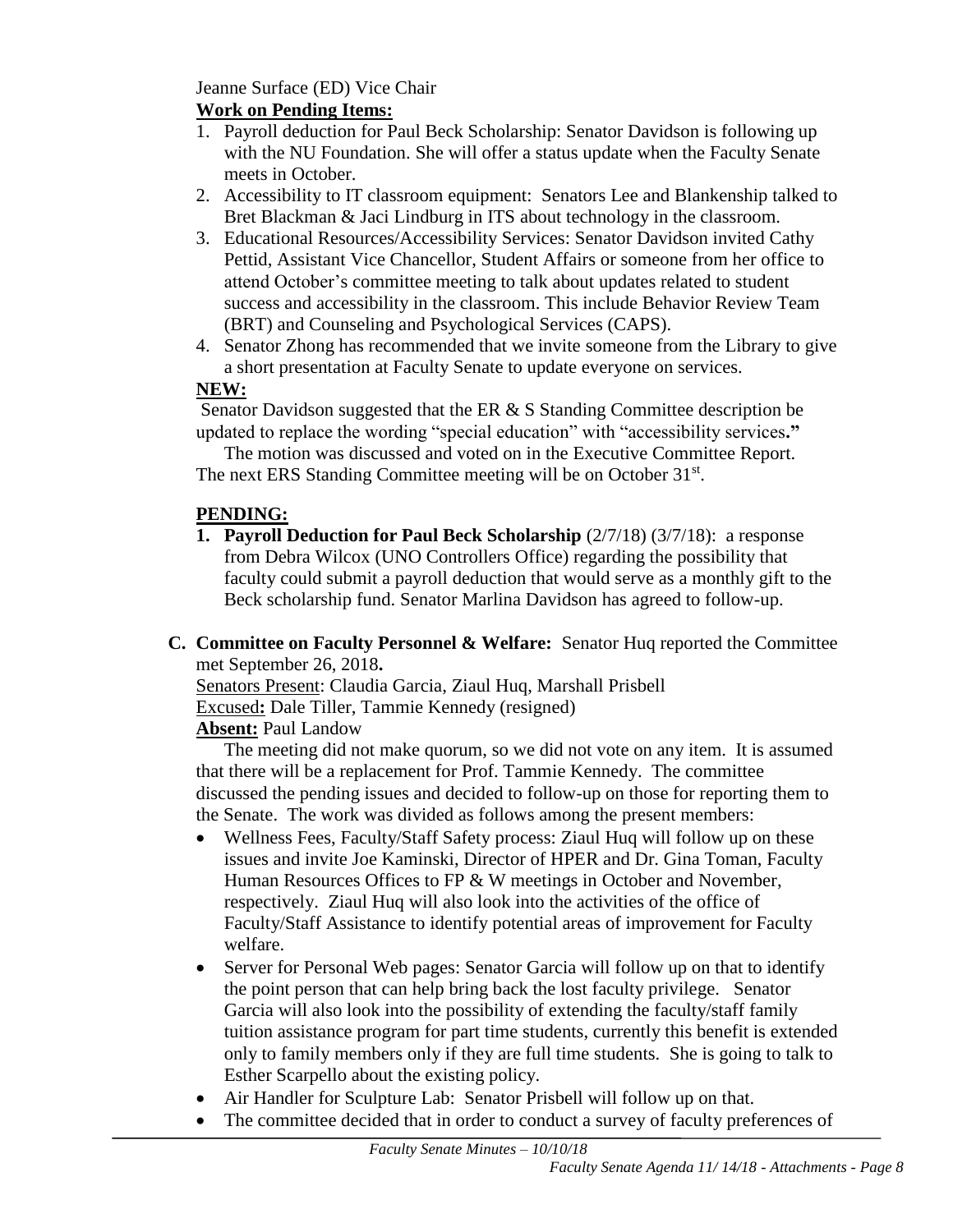Jeanne Surface (ED) Vice Chair

**Work on Pending Items:**

1. Payroll deduction for Paul Beck Scholarship: Senator Davidson is following up with the NU Foundation. She will offer a status update when the Faculty Senate meets in October.
2. Accessibility to IT classroom equipment: Senators Lee and Blankenship talked to Bret Blackman & Jaci Lindburg in ITS about technology in the classroom.
3. Educational Resources/Accessibility Services: Senator Davidson invited Cathy Pettid, Assistant Vice Chancellor, Student Affairs or someone from her office to attend October's committee meeting to talk about updates related to student success and accessibility in the classroom. This include Behavior Review Team (BRT) and Counseling and Psychological Services (CAPS).
4. Senator Zhong has recommended that we invite someone from the Library to give a short presentation at Faculty Senate to update everyone on services.

**NEW:**

Senator Davidson suggested that the ER & S Standing Committee description be updated to replace the wording "special education" with "accessibility services**."**

The motion was discussed and voted on in the Executive Committee Report.

The next ERS Standing Committee meeting will be on October 31st.

**PENDING:**

1. **Payroll Deduction for Paul Beck Scholarship** (2/7/18) (3/7/18): a response from Debra Wilcox (UNO Controllers Office) regarding the possibility that faculty could submit a payroll deduction that would serve as a monthly gift to the Beck scholarship fund. Senator Marlina Davidson has agreed to follow-up.

**C. Committee on Faculty Personnel & Welfare:** Senator Huq reported the Committee met September 26, 2018**.**

Senators Present: Claudia Garcia, Ziaul Huq, Marshall Prisbell

Excused**:** Dale Tiller, Tammie Kennedy (resigned)

**Absent:** Paul Landow

The meeting did not make quorum, so we did not vote on any item. It is assumed that there will be a replacement for Prof. Tammie Kennedy. The committee discussed the pending issues and decided to follow-up on those for reporting them to the Senate. The work was divided as follows among the present members:

- Wellness Fees, Faculty/Staff Safety process: Ziaul Huq will follow up on these issues and invite Joe Kaminski, Director of HPER and Dr. Gina Toman, Faculty Human Resources Offices to FP & W meetings in October and November, respectively. Ziaul Huq will also look into the activities of the office of Faculty/Staff Assistance to identify potential areas of improvement for Faculty welfare.
- Server for Personal Web pages: Senator Garcia will follow up on that to identify the point person that can help bring back the lost faculty privilege. Senator Garcia will also look into the possibility of extending the faculty/staff family tuition assistance program for part time students, currently this benefit is extended only to family members only if they are full time students. She is going to talk to Esther Scarpello about the existing policy.
- Air Handler for Sculpture Lab: Senator Prisbell will follow up on that.
- The committee decided that in order to conduct a survey of faculty preferences of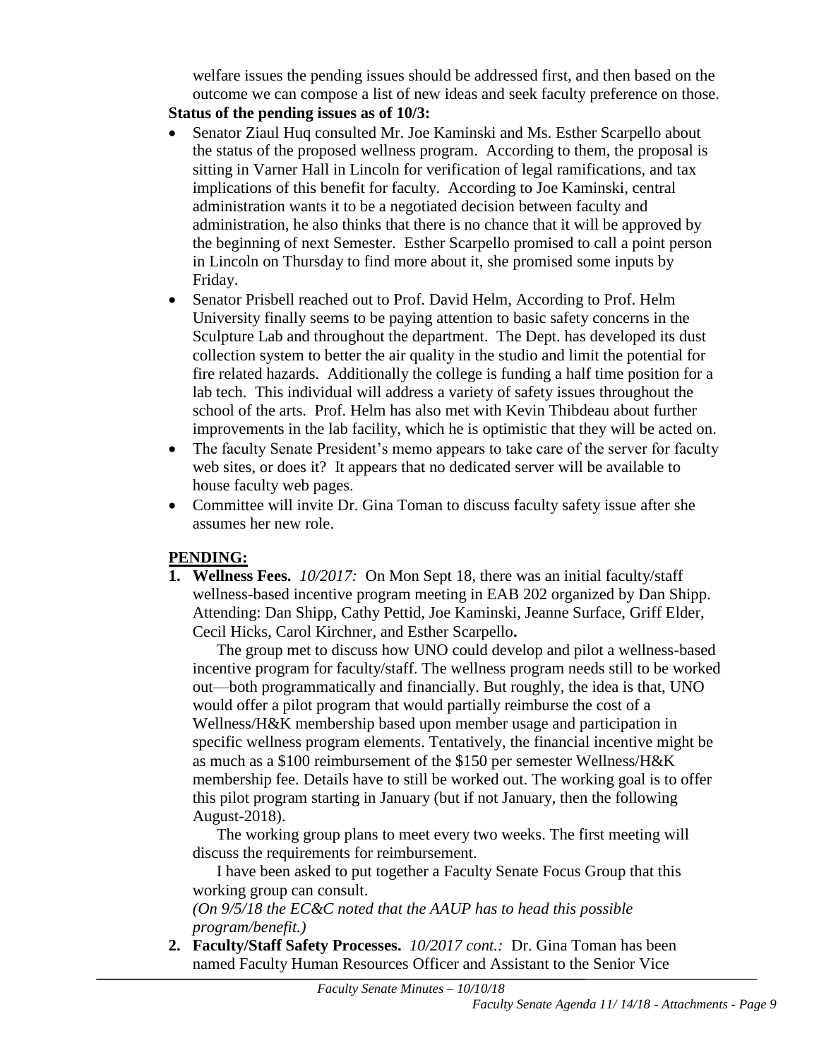welfare issues the pending issues should be addressed first, and then based on the outcome we can compose a list of new ideas and seek faculty preference on those.

**Status of the pending issues as of 10/3:**

- Senator Ziaul Huq consulted Mr. Joe Kaminski and Ms. Esther Scarpello about the status of the proposed wellness program. According to them, the proposal is sitting in Varner Hall in Lincoln for verification of legal ramifications, and tax implications of this benefit for faculty. According to Joe Kaminski, central administration wants it to be a negotiated decision between faculty and administration, he also thinks that there is no chance that it will be approved by the beginning of next Semester. Esther Scarpello promised to call a point person in Lincoln on Thursday to find more about it, she promised some inputs by Friday.
- Senator Prisbell reached out to Prof. David Helm, According to Prof. Helm University finally seems to be paying attention to basic safety concerns in the Sculpture Lab and throughout the department. The Dept. has developed its dust collection system to better the air quality in the studio and limit the potential for fire related hazards. Additionally the college is funding a half time position for a lab tech. This individual will address a variety of safety issues throughout the school of the arts. Prof. Helm has also met with Kevin Thibdeau about further improvements in the lab facility, which he is optimistic that they will be acted on.
- The faculty Senate President's memo appears to take care of the server for faculty web sites, or does it? It appears that no dedicated server will be available to house faculty web pages.
- Committee will invite Dr. Gina Toman to discuss faculty safety issue after she assumes her new role.

**PENDING:**

1. **Wellness Fees.** *10/2017:* On Mon Sept 18, there was an initial faculty/staff wellness-based incentive program meeting in EAB 202 organized by Dan Shipp. Attending: Dan Shipp, Cathy Pettid, Joe Kaminski, Jeanne Surface, Griff Elder, Cecil Hicks, Carol Kirchner, and Esther Scarpello**.**

   The group met to discuss how UNO could develop and pilot a wellness-based incentive program for faculty/staff. The wellness program needs still to be worked out—both programmatically and financially. But roughly, the idea is that, UNO would offer a pilot program that would partially reimburse the cost of a Wellness/H&K membership based upon member usage and participation in specific wellness program elements. Tentatively, the financial incentive might be as much as a $100 reimbursement of the $150 per semester Wellness/H&K membership fee. Details have to still be worked out. The working goal is to offer this pilot program starting in January (but if not January, then the following August-2018).

   The working group plans to meet every two weeks. The first meeting will discuss the requirements for reimbursement.

   I have been asked to put together a Faculty Senate Focus Group that this working group can consult.

   *(On 9/5/18 the EC&C noted that the AAUP has to head this possible program/benefit.)*

2. **Faculty/Staff Safety Processes.** *10/2017 cont.:* Dr. Gina Toman has been named Faculty Human Resources Officer and Assistant to the Senior Vice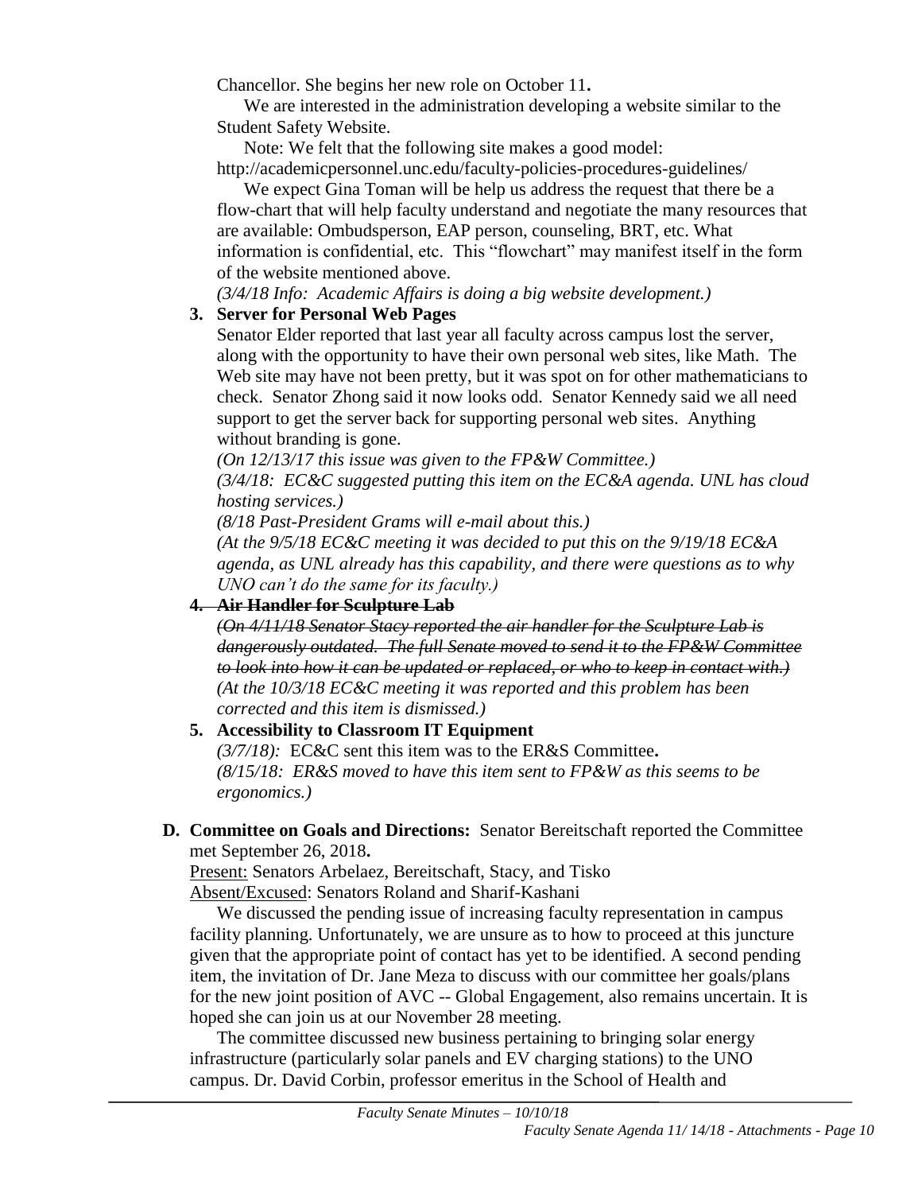Chancellor. She begins her new role on October 11**.**

We are interested in the administration developing a website similar to the Student Safety Website.

Note: We felt that the following site makes a good model: http://academicpersonnel.unc.edu/faculty-policies-procedures-guidelines/

We expect Gina Toman will be help us address the request that there be a flow-chart that will help faculty understand and negotiate the many resources that are available: Ombudsperson, EAP person, counseling, BRT, etc. What information is confidential, etc. This "flowchart" may manifest itself in the form of the website mentioned above.

*(3/4/18 Info: Academic Affairs is doing a big website development.)*

3. **Server for Personal Web Pages**

   Senator Elder reported that last year all faculty across campus lost the server, along with the opportunity to have their own personal web sites, like Math. The Web site may have not been pretty, but it was spot on for other mathematicians to check. Senator Zhong said it now looks odd. Senator Kennedy said we all need support to get the server back for supporting personal web sites. Anything without branding is gone.

   *(On 12/13/17 this issue was given to the FP&W Committee.)*

   *(3/4/18: EC&C suggested putting this item on the EC&A agenda. UNL has cloud hosting services.)*

   *(8/18 Past-President Grams will e-mail about this.)*

   *(At the 9/5/18 EC&C meeting it was decided to put this on the 9/19/18 EC&A agenda, as UNL already has this capability, and there were questions as to why UNO can't do the same for its faculty.)*

4. ~~**Air Handler for Sculpture Lab**~~

   ~~*(On 4/11/18 Senator Stacy reported the air handler for the Sculpture Lab is dangerously outdated. The full Senate moved to send it to the FP&W Committee to look into how it can be updated or replaced, or who to keep in contact with.)*~~

   *(At the 10/3/18 EC&C meeting it was reported and this problem has been corrected and this item is dismissed.)*

5. **Accessibility to Classroom IT Equipment**

   *(3/7/18):* EC&C sent this item was to the ER&S Committee**.**

   *(8/15/18: ER&S moved to have this item sent to FP&W as this seems to be ergonomics.)*

**D. Committee on Goals and Directions:** Senator Bereitschaft reported the Committee met September 26, 2018**.**

Present: Senators Arbelaez, Bereitschaft, Stacy, and Tisko

Absent/Excused: Senators Roland and Sharif-Kashani

We discussed the pending issue of increasing faculty representation in campus facility planning. Unfortunately, we are unsure as to how to proceed at this juncture given that the appropriate point of contact has yet to be identified. A second pending item, the invitation of Dr. Jane Meza to discuss with our committee her goals/plans for the new joint position of AVC -- Global Engagement, also remains uncertain. It is hoped she can join us at our November 28 meeting.

The committee discussed new business pertaining to bringing solar energy infrastructure (particularly solar panels and EV charging stations) to the UNO campus. Dr. David Corbin, professor emeritus in the School of Health and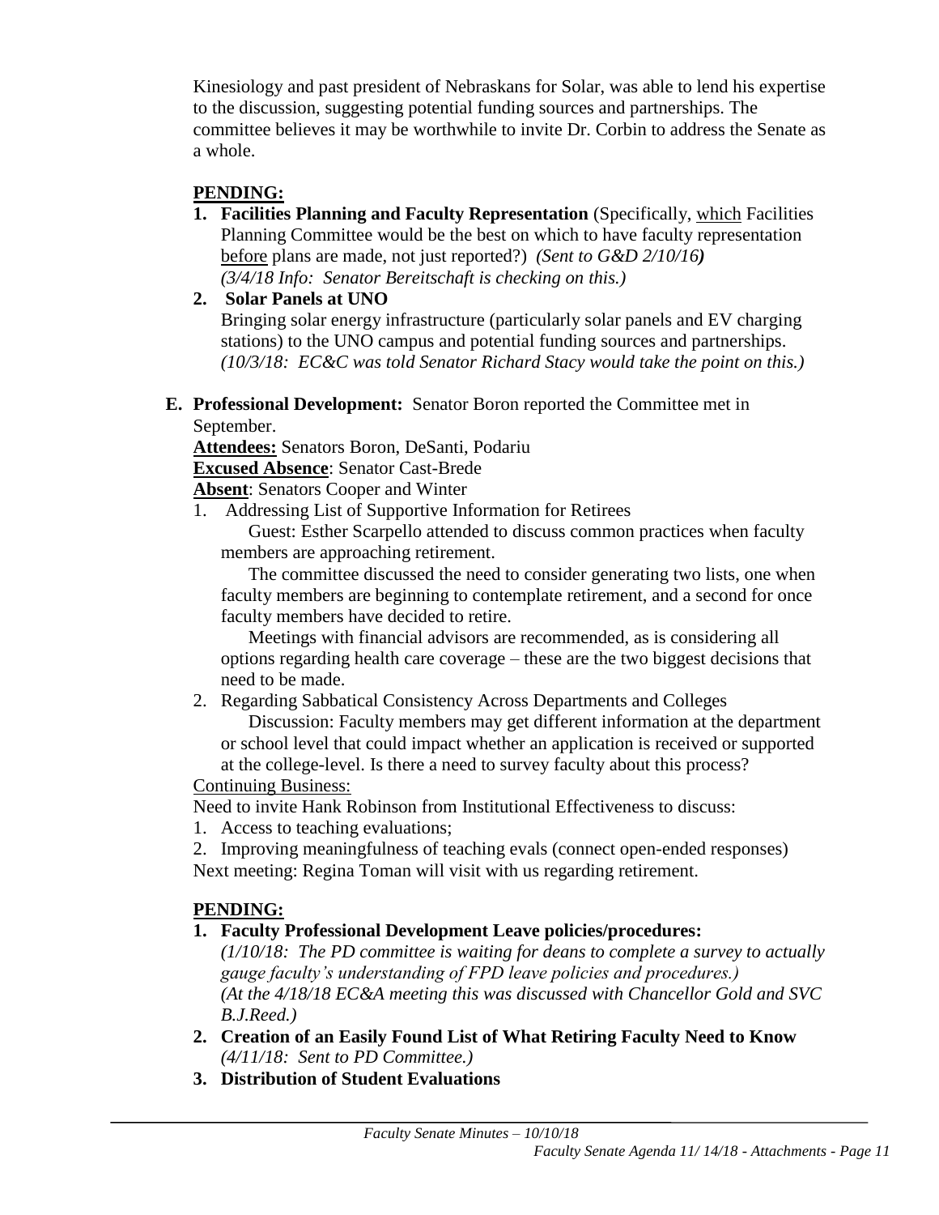Kinesiology and past president of Nebraskans for Solar, was able to lend his expertise to the discussion, suggesting potential funding sources and partnerships. The committee believes it may be worthwhile to invite Dr. Corbin to address the Senate as a whole.

**PENDING:**

1. **Facilities Planning and Faculty Representation** (Specifically, which Facilities Planning Committee would be the best on which to have faculty representation before plans are made, not just reported?) *(Sent to G&D 2/10/16)* *(3/4/18 Info: Senator Bereitschaft is checking on this.)*
2. **Solar Panels at UNO**
   Bringing solar energy infrastructure (particularly solar panels and EV charging stations) to the UNO campus and potential funding sources and partnerships. *(10/3/18: EC&C was told Senator Richard Stacy would take the point on this.)*

**E. Professional Development:** Senator Boron reported the Committee met in September.

**Attendees:** Senators Boron, DeSanti, Podariu
**Excused Absence**: Senator Cast-Brede
**Absent**: Senators Cooper and Winter

1. Addressing List of Supportive Information for Retirees
   Guest: Esther Scarpello attended to discuss common practices when faculty members are approaching retirement.
   The committee discussed the need to consider generating two lists, one when faculty members are beginning to contemplate retirement, and a second for once faculty members have decided to retire.
   Meetings with financial advisors are recommended, as is considering all options regarding health care coverage – these are the two biggest decisions that need to be made.
2. Regarding Sabbatical Consistency Across Departments and Colleges
   Discussion: Faculty members may get different information at the department or school level that could impact whether an application is received or supported at the college-level. Is there a need to survey faculty about this process?

Continuing Business:

Need to invite Hank Robinson from Institutional Effectiveness to discuss:

1. Access to teaching evaluations;
2. Improving meaningfulness of teaching evals (connect open-ended responses)

Next meeting: Regina Toman will visit with us regarding retirement.

**PENDING:**

1. **Faculty Professional Development Leave policies/procedures:** *(1/10/18: The PD committee is waiting for deans to complete a survey to actually gauge faculty's understanding of FPD leave policies and procedures.)* *(At the 4/18/18 EC&A meeting this was discussed with Chancellor Gold and SVC B.J.Reed.)*
2. **Creation of an Easily Found List of What Retiring Faculty Need to Know** *(4/11/18: Sent to PD Committee.)*
3. **Distribution of Student Evaluations**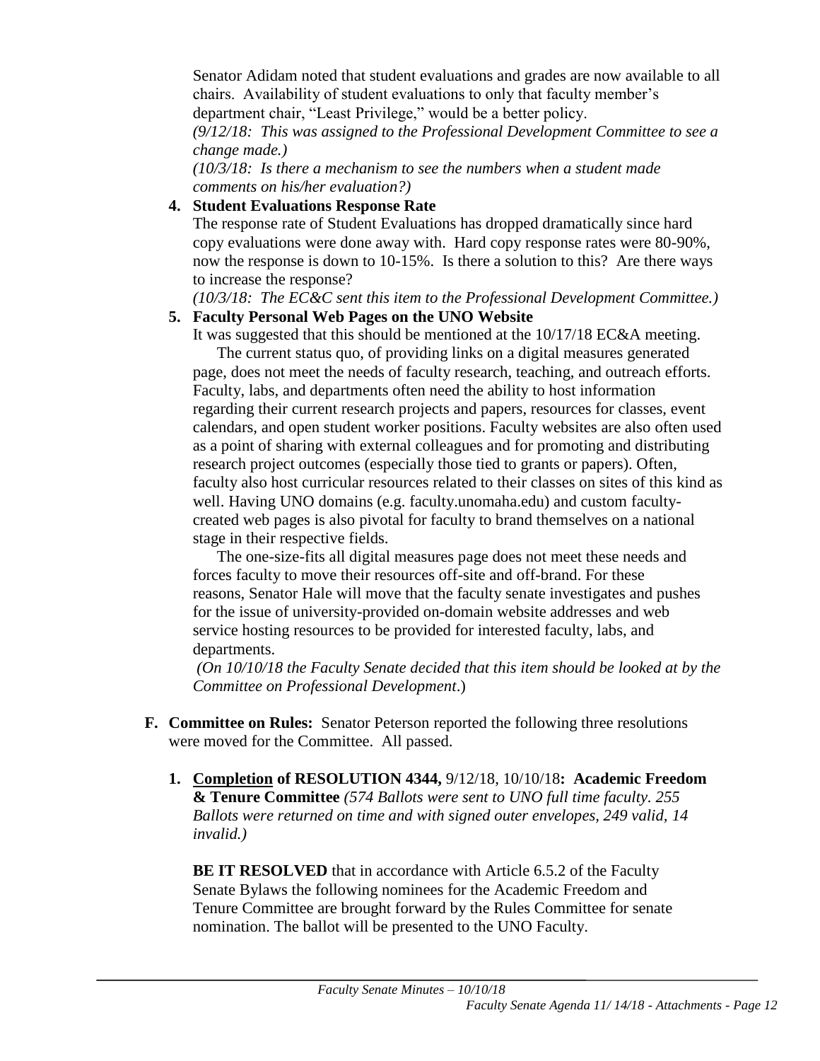Senator Adidam noted that student evaluations and grades are now available to all chairs. Availability of student evaluations to only that faculty member's department chair, "Least Privilege," would be a better policy.

*(9/12/18: This was assigned to the Professional Development Committee to see a change made.)*

*(10/3/18: Is there a mechanism to see the numbers when a student made comments on his/her evaluation?)*

4. **Student Evaluations Response Rate**

   The response rate of Student Evaluations has dropped dramatically since hard copy evaluations were done away with. Hard copy response rates were 80-90%, now the response is down to 10-15%. Is there a solution to this? Are there ways to increase the response?

   *(10/3/18: The EC&C sent this item to the Professional Development Committee.)*

5. **Faculty Personal Web Pages on the UNO Website**

   It was suggested that this should be mentioned at the 10/17/18 EC&A meeting.

   The current status quo, of providing links on a digital measures generated page, does not meet the needs of faculty research, teaching, and outreach efforts. Faculty, labs, and departments often need the ability to host information regarding their current research projects and papers, resources for classes, event calendars, and open student worker positions. Faculty websites are also often used as a point of sharing with external colleagues and for promoting and distributing research project outcomes (especially those tied to grants or papers). Often, faculty also host curricular resources related to their classes on sites of this kind as well. Having UNO domains (e.g. faculty.unomaha.edu) and custom faculty-created web pages is also pivotal for faculty to brand themselves on a national stage in their respective fields.

   The one-size-fits all digital measures page does not meet these needs and forces faculty to move their resources off-site and off-brand. For these reasons, Senator Hale will move that the faculty senate investigates and pushes for the issue of university-provided on-domain website addresses and web service hosting resources to be provided for interested faculty, labs, and departments.

   *(On 10/10/18 the Faculty Senate decided that this item should be looked at by the Committee on Professional Development*.)

**F. Committee on Rules:** Senator Peterson reported the following three resolutions were moved for the Committee. All passed.

1. **Completion of RESOLUTION 4344,** 9/12/18, 10/10/18**: Academic Freedom & Tenure Committee** *(574 Ballots were sent to UNO full time faculty. 255 Ballots were returned on time and with signed outer envelopes, 249 valid, 14 invalid.)*

   **BE IT RESOLVED** that in accordance with Article 6.5.2 of the Faculty Senate Bylaws the following nominees for the Academic Freedom and Tenure Committee are brought forward by the Rules Committee for senate nomination. The ballot will be presented to the UNO Faculty.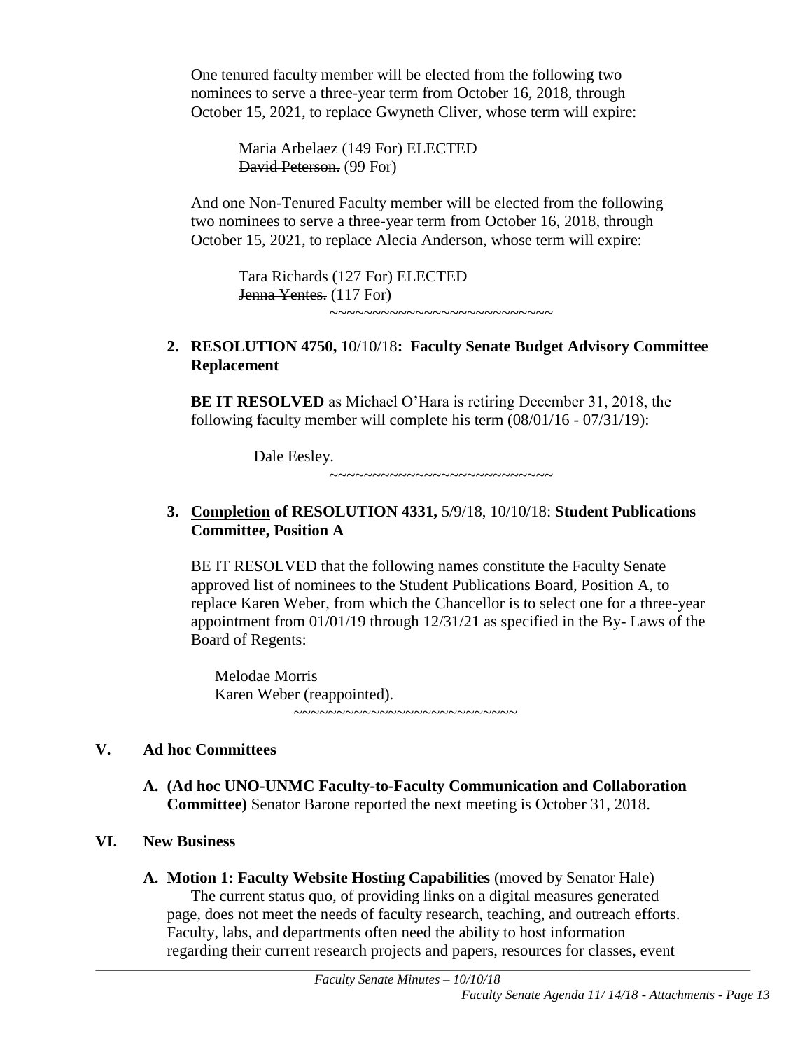One tenured faculty member will be elected from the following two nominees to serve a three-year term from October 16, 2018, through October 15, 2021, to replace Gwyneth Cliver, whose term will expire:

Maria Arbelaez (149 For) ELECTED
~~David Peterson.~~ (99 For)

And one Non-Tenured Faculty member will be elected from the following two nominees to serve a three-year term from October 16, 2018, through October 15, 2021, to replace Alecia Anderson, whose term will expire:

Tara Richards (127 For) ELECTED
~~Jenna Yentes.~~ (117 For)

~~~~~~~~~~~~~~~~~~~~~~~~~~~

**2. RESOLUTION 4750,** 10/10/18**: Faculty Senate Budget Advisory Committee Replacement**

**BE IT RESOLVED** as Michael O'Hara is retiring December 31, 2018, the following faculty member will complete his term (08/01/16 - 07/31/19):

Dale Eesley.

~~~~~~~~~~~~~~~~~~~~~~~~~~~

**3. Completion of RESOLUTION 4331,** 5/9/18, 10/10/18: **Student Publications Committee, Position A**

BE IT RESOLVED that the following names constitute the Faculty Senate approved list of nominees to the Student Publications Board, Position A, to replace Karen Weber, from which the Chancellor is to select one for a three-year appointment from 01/01/19 through 12/31/21 as specified in the By- Laws of the Board of Regents:

~~Melodae Morris~~
Karen Weber (reappointed).

~~~~~~~~~~~~~~~~~~~~~~~~~~~

## V. Ad hoc Committees

**A. (Ad hoc UNO-UNMC Faculty-to-Faculty Communication and Collaboration Committee)** Senator Barone reported the next meeting is October 31, 2018.

## VI. New Business

**A. Motion 1: Faculty Website Hosting Capabilities** (moved by Senator Hale)

The current status quo, of providing links on a digital measures generated page, does not meet the needs of faculty research, teaching, and outreach efforts. Faculty, labs, and departments often need the ability to host information regarding their current research projects and papers, resources for classes, event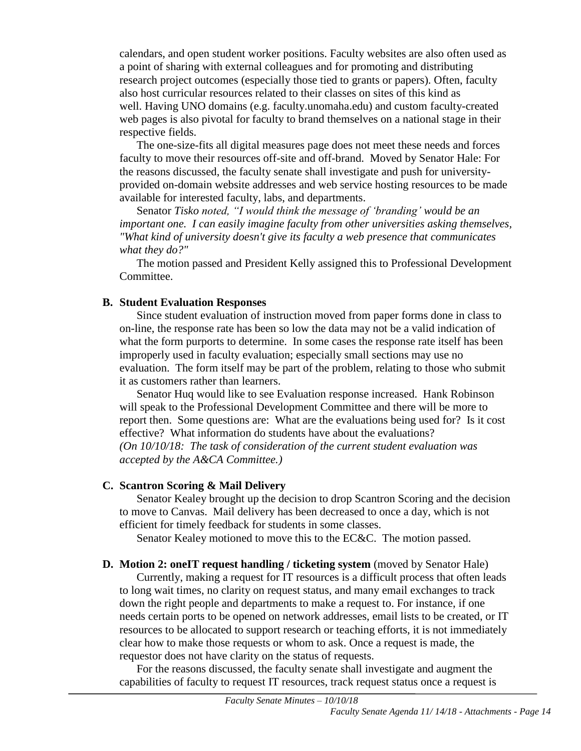calendars, and open student worker positions. Faculty websites are also often used as a point of sharing with external colleagues and for promoting and distributing research project outcomes (especially those tied to grants or papers). Often, faculty also host curricular resources related to their classes on sites of this kind as well. Having UNO domains (e.g. faculty.unomaha.edu) and custom faculty-created web pages is also pivotal for faculty to brand themselves on a national stage in their respective fields.

The one-size-fits all digital measures page does not meet these needs and forces faculty to move their resources off-site and off-brand. Moved by Senator Hale: For the reasons discussed, the faculty senate shall investigate and push for university-provided on-domain website addresses and web service hosting resources to be made available for interested faculty, labs, and departments.

Senator *Tisko noted, "I would think the message of 'branding' would be an important one. I can easily imagine faculty from other universities asking themselves, "What kind of university doesn't give its faculty a web presence that communicates what they do?"*

The motion passed and President Kelly assigned this to Professional Development Committee.

**B. Student Evaluation Responses**

Since student evaluation of instruction moved from paper forms done in class to on-line, the response rate has been so low the data may not be a valid indication of what the form purports to determine. In some cases the response rate itself has been improperly used in faculty evaluation; especially small sections may use no evaluation. The form itself may be part of the problem, relating to those who submit it as customers rather than learners.

Senator Huq would like to see Evaluation response increased. Hank Robinson will speak to the Professional Development Committee and there will be more to report then. Some questions are: What are the evaluations being used for? Is it cost effective? What information do students have about the evaluations? *(On 10/10/18: The task of consideration of the current student evaluation was accepted by the A&CA Committee.)*

**C. Scantron Scoring & Mail Delivery**

Senator Kealey brought up the decision to drop Scantron Scoring and the decision to move to Canvas. Mail delivery has been decreased to once a day, which is not efficient for timely feedback for students in some classes.

Senator Kealey motioned to move this to the EC&C. The motion passed.

**D. Motion 2: oneIT request handling / ticketing system** (moved by Senator Hale)

Currently, making a request for IT resources is a difficult process that often leads to long wait times, no clarity on request status, and many email exchanges to track down the right people and departments to make a request to. For instance, if one needs certain ports to be opened on network addresses, email lists to be created, or IT resources to be allocated to support research or teaching efforts, it is not immediately clear how to make those requests or whom to ask. Once a request is made, the requestor does not have clarity on the status of requests.

For the reasons discussed, the faculty senate shall investigate and augment the capabilities of faculty to request IT resources, track request status once a request is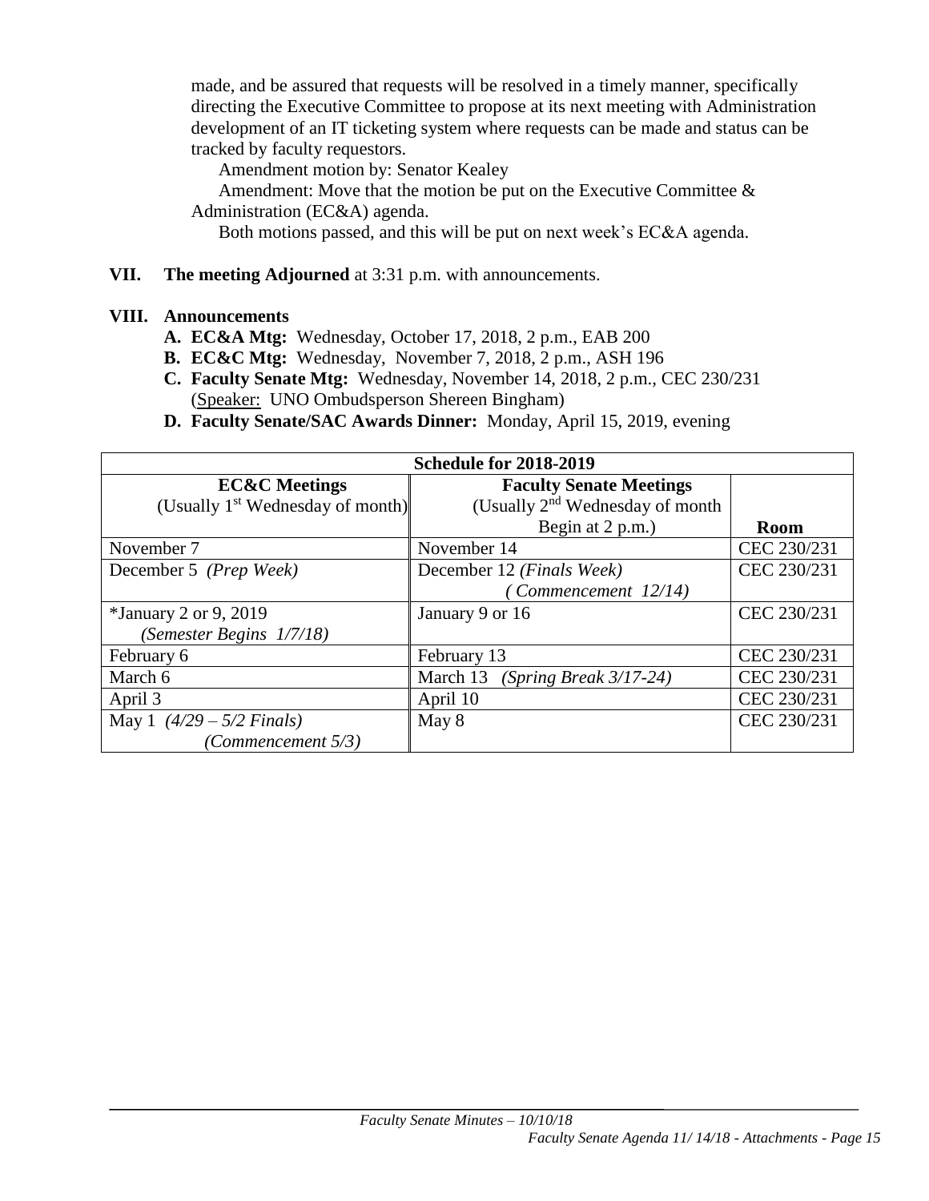made, and be assured that requests will be resolved in a timely manner, specifically directing the Executive Committee to propose at its next meeting with Administration development of an IT ticketing system where requests can be made and status can be tracked by faculty requestors.

Amendment motion by: Senator Kealey

Amendment: Move that the motion be put on the Executive Committee & Administration (EC&A) agenda.

Both motions passed, and this will be put on next week's EC&A agenda.

**VII. The meeting Adjourned** at 3:31 p.m. with announcements.

**VIII. Announcements**

- **A. EC&A Mtg:** Wednesday, October 17, 2018, 2 p.m., EAB 200
- **B. EC&C Mtg:** Wednesday, November 7, 2018, 2 p.m., ASH 196
- **C. Faculty Senate Mtg:** Wednesday, November 14, 2018, 2 p.m., CEC 230/231 (Speaker: UNO Ombudsperson Shereen Bingham)
- **D. Faculty Senate/SAC Awards Dinner:** Monday, April 15, 2019, evening

| **Schedule for 2018-2019** | | |
|---|---|---|
| **EC&C Meetings** (Usually 1st Wednesday of month) | **Faculty Senate Meetings** (Usually 2nd Wednesday of month Begin at 2 p.m.) | **Room** |
| November 7 | November 14 | CEC 230/231 |
| December 5 *(Prep Week)* | December 12 *(Finals Week)* *(Commencement 12/14)* | CEC 230/231 |
| *January 2 or 9, 2019 *(Semester Begins 1/7/18)* | January 9 or 16 | CEC 230/231 |
| February 6 | February 13 | CEC 230/231 |
| March 6 | March 13 *(Spring Break 3/17-24)* | CEC 230/231 |
| April 3 | April 10 | CEC 230/231 |
| May 1 *(4/29 – 5/2 Finals)* *(Commencement 5/3)* | May 8 | CEC 230/231 |

*Faculty Senate Minutes – 10/10/18*